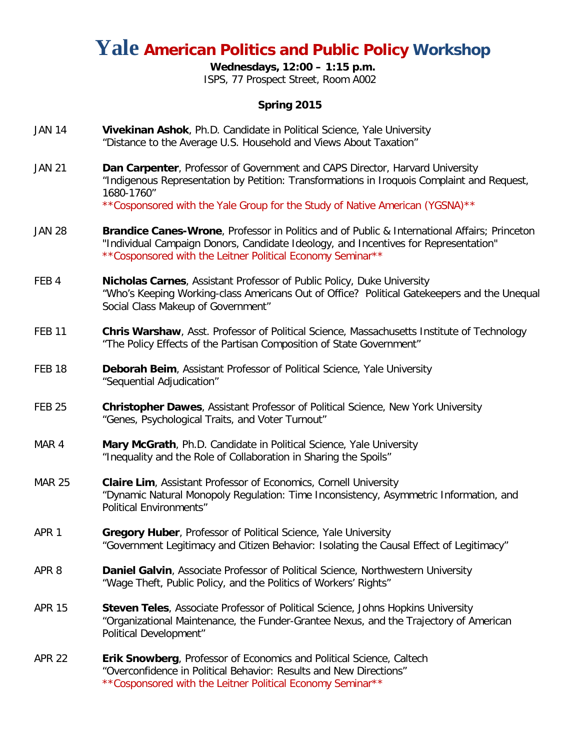# Yale American Politics and Public Policy Workshop

**Wednesdays, 12:00 – 1:15 p.m.**
ISPS, 77 Prospect Street, Room A002

**Spring 2015**

JAN 14 **Vivekinan Ashok**, Ph.D. Candidate in Political Science, Yale University
"Distance to the Average U.S. Household and Views About Taxation"

JAN 21 **Dan Carpenter**, Professor of Government and CAPS Director, Harvard University
"Indigenous Representation by Petition: Transformations in Iroquois Complaint and Request, 1680-1760"
**Cosponsored with the Yale Group for the Study of Native American (YGSNA)**

JAN 28 **Brandice Canes-Wrone**, Professor in Politics and of Public & International Affairs; Princeton
"Individual Campaign Donors, Candidate Ideology, and Incentives for Representation"
**Cosponsored with the Leitner Political Economy Seminar**

FEB 4 **Nicholas Carnes**, Assistant Professor of Public Policy, Duke University
"Who's Keeping Working-class Americans Out of Office? Political Gatekeepers and the Unequal Social Class Makeup of Government"

FEB 11 **Chris Warshaw**, Asst. Professor of Political Science, Massachusetts Institute of Technology
"The Policy Effects of the Partisan Composition of State Government"

FEB 18 **Deborah Beim**, Assistant Professor of Political Science, Yale University
"Sequential Adjudication"

FEB 25 **Christopher Dawes**, Assistant Professor of Political Science, New York University
"Genes, Psychological Traits, and Voter Turnout"

MAR 4 **Mary McGrath**, Ph.D. Candidate in Political Science, Yale University
"Inequality and the Role of Collaboration in Sharing the Spoils"

MAR 25 **Claire Lim**, Assistant Professor of Economics, Cornell University
"Dynamic Natural Monopoly Regulation: Time Inconsistency, Asymmetric Information, and Political Environments"

APR 1 **Gregory Huber**, Professor of Political Science, Yale University
"Government Legitimacy and Citizen Behavior: Isolating the Causal Effect of Legitimacy"

APR 8 **Daniel Galvin**, Associate Professor of Political Science, Northwestern University
"Wage Theft, Public Policy, and the Politics of Workers' Rights"

APR 15 **Steven Teles**, Associate Professor of Political Science, Johns Hopkins University
"Organizational Maintenance, the Funder-Grantee Nexus, and the Trajectory of American Political Development"

APR 22 **Erik Snowberg**, Professor of Economics and Political Science, Caltech
"Overconfidence in Political Behavior: Results and New Directions"
**Cosponsored with the Leitner Political Economy Seminar**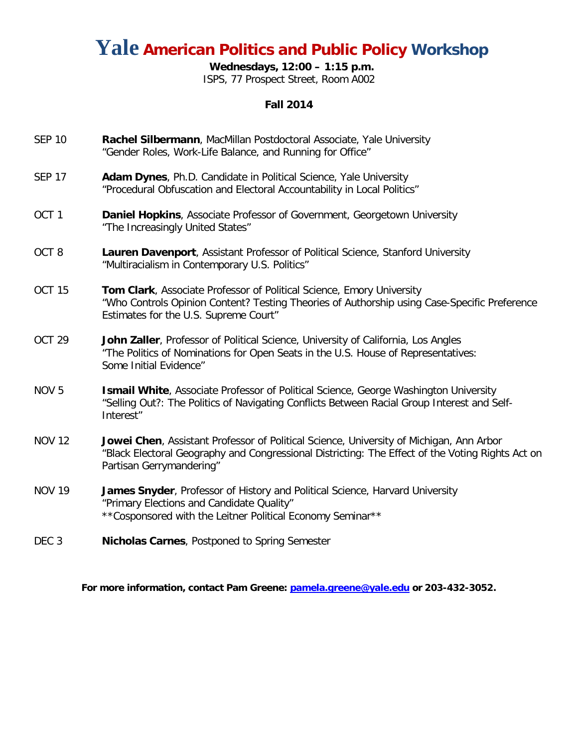# Yale American Politics and Public Policy Workshop

**Wednesdays, 12:00 – 1:15 p.m.**
ISPS, 77 Prospect Street, Room A002

**Fall 2014**

SEP 10 — **Rachel Silbermann**, MacMillan Postdoctoral Associate, Yale University
"Gender Roles, Work-Life Balance, and Running for Office"

SEP 17 — **Adam Dynes**, Ph.D. Candidate in Political Science, Yale University
"Procedural Obfuscation and Electoral Accountability in Local Politics"

OCT 1 — **Daniel Hopkins**, Associate Professor of Government, Georgetown University
"The Increasingly United States"

OCT 8 — **Lauren Davenport**, Assistant Professor of Political Science, Stanford University
"Multiracialism in Contemporary U.S. Politics"

OCT 15 — **Tom Clark**, Associate Professor of Political Science, Emory University
"Who Controls Opinion Content? Testing Theories of Authorship using Case-Specific Preference Estimates for the U.S. Supreme Court"

OCT 29 — **John Zaller**, Professor of Political Science, University of California, Los Angles
"The Politics of Nominations for Open Seats in the U.S. House of Representatives: Some Initial Evidence"

NOV 5 — **Ismail White**, Associate Professor of Political Science, George Washington University
"Selling Out?: The Politics of Navigating Conflicts Between Racial Group Interest and Self-Interest"

NOV 12 — **Jowei Chen**, Assistant Professor of Political Science, University of Michigan, Ann Arbor
"Black Electoral Geography and Congressional Districting: The Effect of the Voting Rights Act on Partisan Gerrymandering"

NOV 19 — **James Snyder**, Professor of History and Political Science, Harvard University
"Primary Elections and Candidate Quality"
**Cosponsored with the Leitner Political Economy Seminar**

DEC 3 — **Nicholas Carnes**, Postponed to Spring Semester

**For more information, contact Pam Greene: pamela.greene@yale.edu or 203-432-3052.**